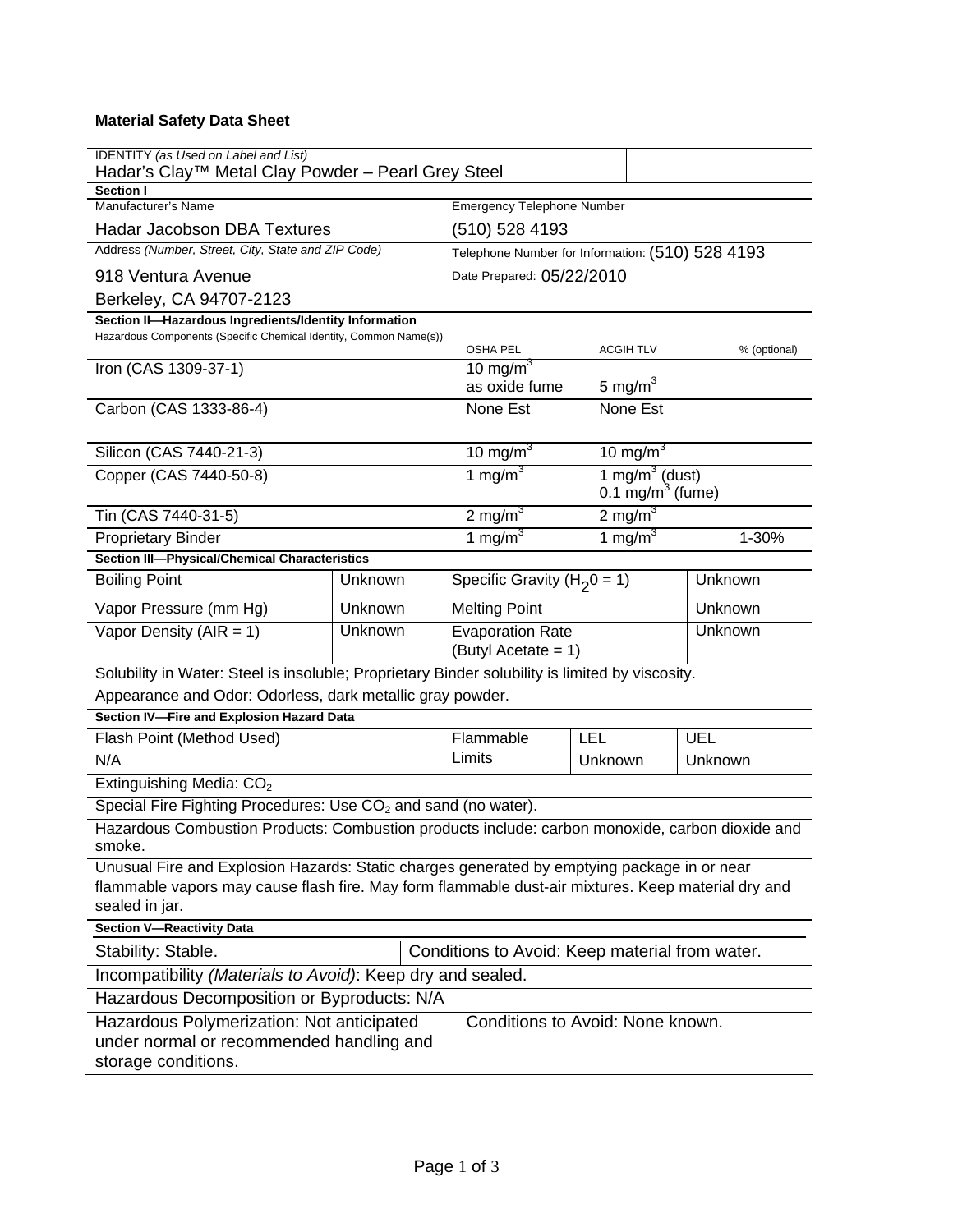**Material Safety Data Sheet**

IDENTITY *(as Used on Label and List)*
Hadar's Clay™ Metal Clay Powder – Pearl Grey Steel

**Section I**

| Manufacturer's Name | Emergency Telephone Number |
|---|---|
| Hadar Jacobson DBA Textures | (510) 528 4193 |
| Address *(Number, Street, City, State and ZIP Code)* | Telephone Number for Information: (510) 528 4193 |
| 918 Ventura Avenue<br>Berkeley, CA 94707-2123 | Date Prepared: 05/22/2010 |

**Section II—Hazardous Ingredients/Identity Information**

| Hazardous Components (Specific Chemical Identity, Common Name(s)) | OSHA PEL | ACGIH TLV | % (optional) |
|---|---|---|---|
| Iron (CAS 1309-37-1) | 10 $mg/m^3$ as oxide fume | 5 $mg/m^3$ | |
| Carbon (CAS 1333-86-4) | None Est | None Est | |
| Silicon (CAS 7440-21-3) | 10 $mg/m^3$ | 10 $mg/m^3$ | |
| Copper (CAS 7440-50-8) | 1 $mg/m^3$ | 1 $mg/m^3$ (dust)<br>0.1 $mg/m^3$ (fume) | |
| Tin (CAS 7440-31-5) | 2 $mg/m^3$ | 2 $mg/m^3$ | |
| Proprietary Binder | 1 $mg/m^3$ | 1 $mg/m^3$ | 1-30% |

**Section III—Physical/Chemical Characteristics**

| | | | |
|---|---|---|---|
| Boiling Point | Unknown | Specific Gravity ($H_20 = 1$) | Unknown |
| Vapor Pressure (mm Hg) | Unknown | Melting Point | Unknown |
| Vapor Density (AIR = 1) | Unknown | Evaporation Rate (Butyl Acetate = 1) | Unknown |

Solubility in Water: Steel is insoluble; Proprietary Binder solubility is limited by viscosity.

Appearance and Odor: Odorless, dark metallic gray powder.

**Section IV—Fire and Explosion Hazard Data**

| Flash Point (Method Used) | Flammable Limits | LEL | UEL |
|---|---|---|---|
| N/A | | Unknown | Unknown |

Extinguishing Media: $CO_2$

Special Fire Fighting Procedures: Use $CO_2$ and sand (no water).

Hazardous Combustion Products: Combustion products include: carbon monoxide, carbon dioxide and smoke.

Unusual Fire and Explosion Hazards: Static charges generated by emptying package in or near flammable vapors may cause flash fire. May form flammable dust-air mixtures. Keep material dry and sealed in jar.

**Section V—Reactivity Data**

| | |
|---|---|
| Stability: Stable. | Conditions to Avoid: Keep material from water. |

Incompatibility *(Materials to Avoid)*: Keep dry and sealed.

Hazardous Decomposition or Byproducts: N/A

| | |
|---|---|
| Hazardous Polymerization: Not anticipated under normal or recommended handling and storage conditions. | Conditions to Avoid: None known. |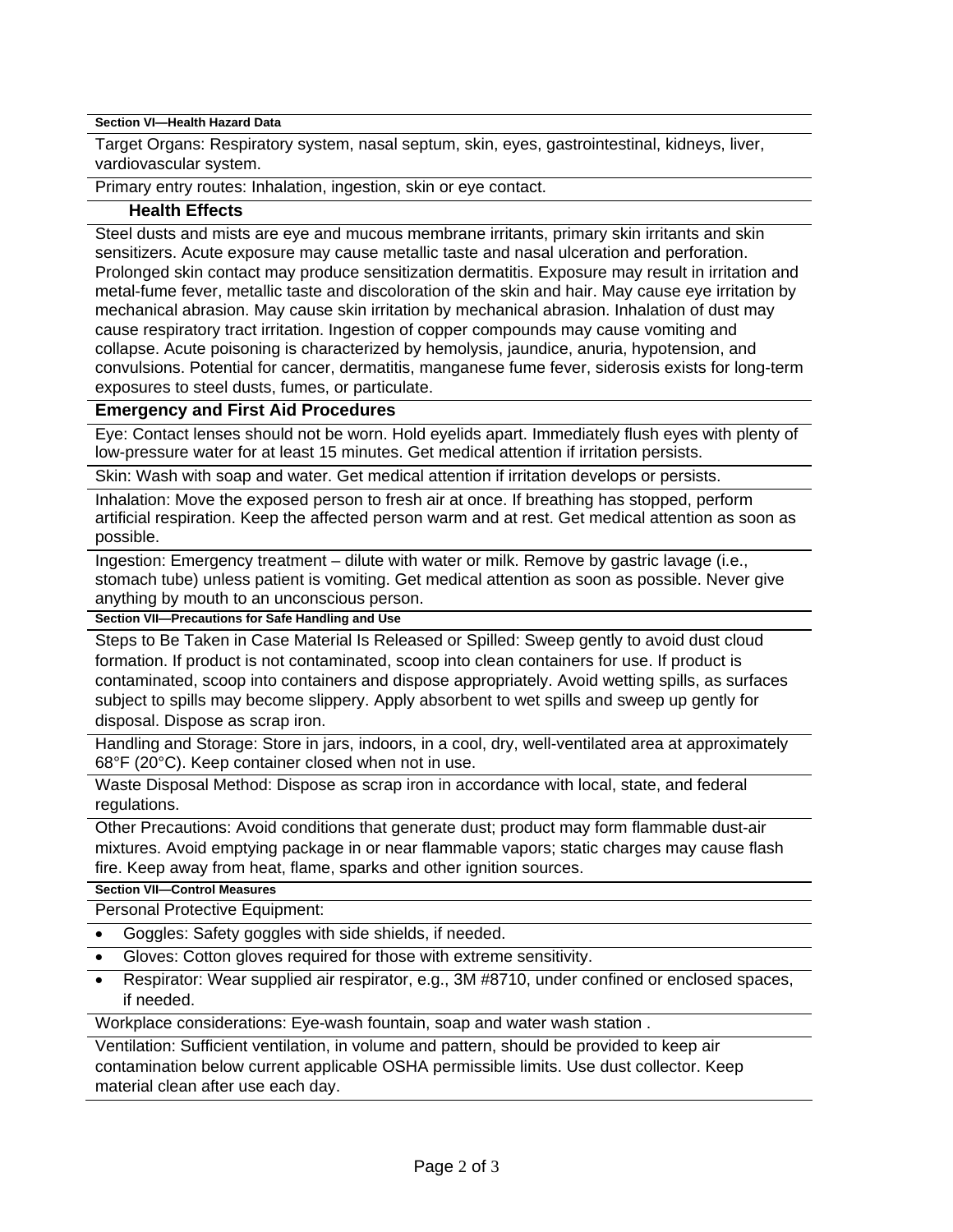**Section VI—Health Hazard Data**

Target Organs: Respiratory system, nasal septum, skin, eyes, gastrointestinal, kidneys, liver, vardiovascular system.

Primary entry routes: Inhalation, ingestion, skin or eye contact.

### Health Effects

Steel dusts and mists are eye and mucous membrane irritants, primary skin irritants and skin sensitizers. Acute exposure may cause metallic taste and nasal ulceration and perforation. Prolonged skin contact may produce sensitization dermatitis. Exposure may result in irritation and metal-fume fever, metallic taste and discoloration of the skin and hair. May cause eye irritation by mechanical abrasion. May cause skin irritation by mechanical abrasion. Inhalation of dust may cause respiratory tract irritation. Ingestion of copper compounds may cause vomiting and collapse. Acute poisoning is characterized by hemolysis, jaundice, anuria, hypotension, and convulsions. Potential for cancer, dermatitis, manganese fume fever, siderosis exists for long-term exposures to steel dusts, fumes, or particulate.

### Emergency and First Aid Procedures

Eye: Contact lenses should not be worn. Hold eyelids apart. Immediately flush eyes with plenty of low-pressure water for at least 15 minutes. Get medical attention if irritation persists.

Skin: Wash with soap and water. Get medical attention if irritation develops or persists.

Inhalation: Move the exposed person to fresh air at once. If breathing has stopped, perform artificial respiration. Keep the affected person warm and at rest. Get medical attention as soon as possible.

Ingestion: Emergency treatment – dilute with water or milk. Remove by gastric lavage (i.e., stomach tube) unless patient is vomiting. Get medical attention as soon as possible. Never give anything by mouth to an unconscious person.

**Section VII—Precautions for Safe Handling and Use**

Steps to Be Taken in Case Material Is Released or Spilled: Sweep gently to avoid dust cloud formation. If product is not contaminated, scoop into clean containers for use. If product is contaminated, scoop into containers and dispose appropriately. Avoid wetting spills, as surfaces subject to spills may become slippery. Apply absorbent to wet spills and sweep up gently for disposal. Dispose as scrap iron.

Handling and Storage: Store in jars, indoors, in a cool, dry, well-ventilated area at approximately 68°F (20°C). Keep container closed when not in use.

Waste Disposal Method: Dispose as scrap iron in accordance with local, state, and federal regulations.

Other Precautions: Avoid conditions that generate dust; product may form flammable dust-air mixtures. Avoid emptying package in or near flammable vapors; static charges may cause flash fire. Keep away from heat, flame, sparks and other ignition sources.

**Section VII—Control Measures**

Personal Protective Equipment:

- Goggles: Safety goggles with side shields, if needed.
- Gloves: Cotton gloves required for those with extreme sensitivity.
- Respirator: Wear supplied air respirator, e.g., 3M #8710, under confined or enclosed spaces, if needed.

Workplace considerations: Eye-wash fountain, soap and water wash station .

Ventilation: Sufficient ventilation, in volume and pattern, should be provided to keep air contamination below current applicable OSHA permissible limits. Use dust collector. Keep material clean after use each day.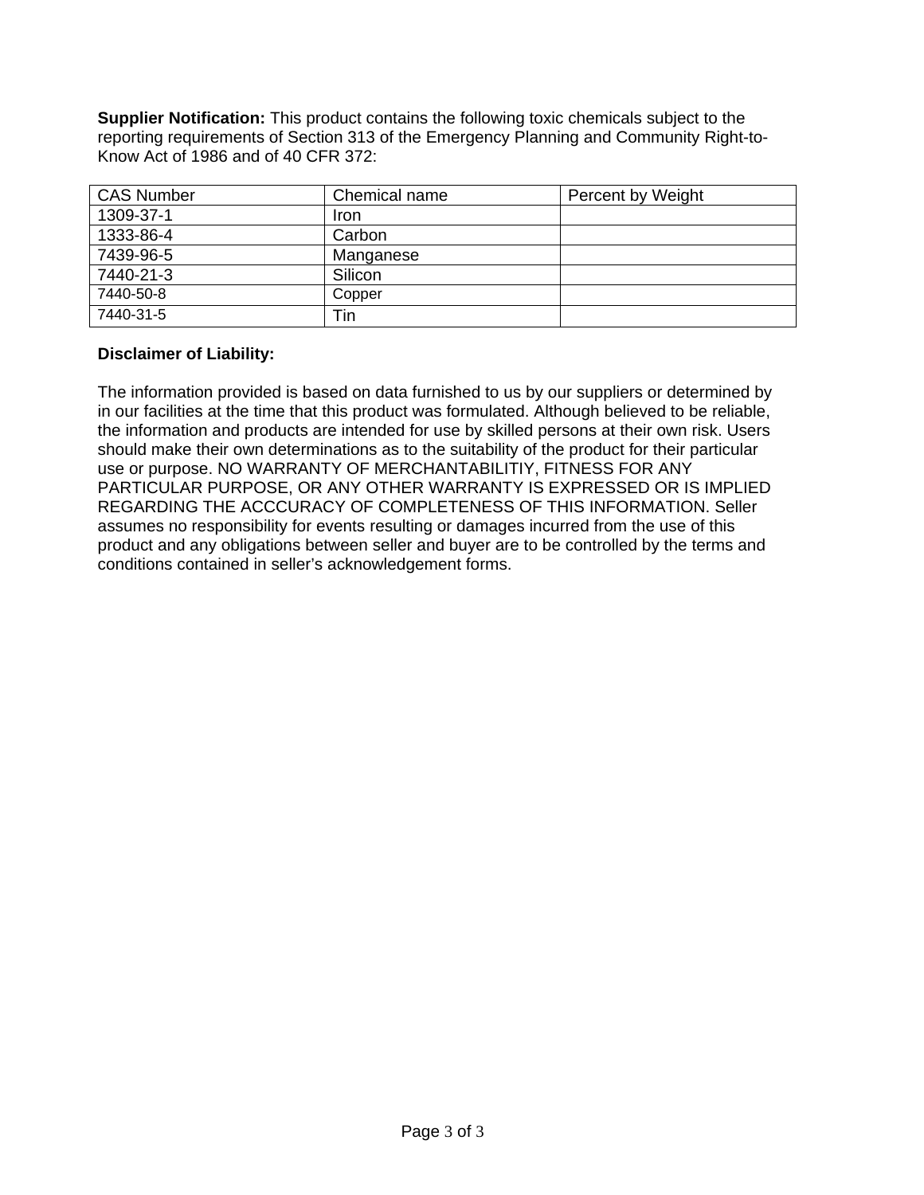**Supplier Notification:** This product contains the following toxic chemicals subject to the reporting requirements of Section 313 of the Emergency Planning and Community Right-to-Know Act of 1986 and of 40 CFR 372:

| CAS Number | Chemical name | Percent by Weight |
|---|---|---|
| 1309-37-1 | Iron | |
| 1333-86-4 | Carbon | |
| 7439-96-5 | Manganese | |
| 7440-21-3 | Silicon | |
| 7440-50-8 | Copper | |
| 7440-31-5 | Tin | |

**Disclaimer of Liability:**

The information provided is based on data furnished to us by our suppliers or determined by in our facilities at the time that this product was formulated. Although believed to be reliable, the information and products are intended for use by skilled persons at their own risk. Users should make their own determinations as to the suitability of the product for their particular use or purpose. NO WARRANTY OF MERCHANTABILITIY, FITNESS FOR ANY PARTICULAR PURPOSE, OR ANY OTHER WARRANTY IS EXPRESSED OR IS IMPLIED REGARDING THE ACCCURACY OF COMPLETENESS OF THIS INFORMATION. Seller assumes no responsibility for events resulting or damages incurred from the use of this product and any obligations between seller and buyer are to be controlled by the terms and conditions contained in seller's acknowledgement forms.